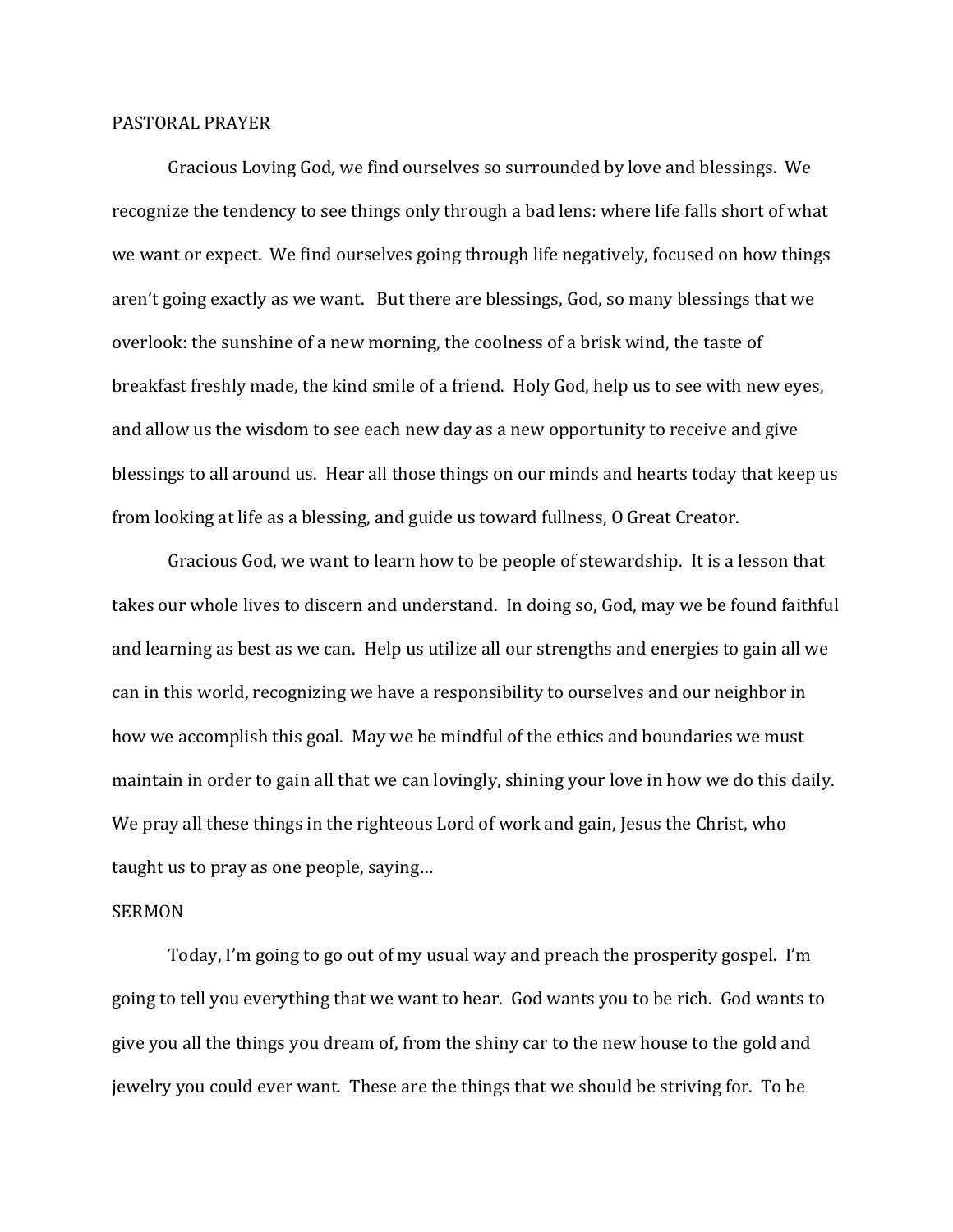## PASTORAL PRAYER

Gracious Loving God, we find ourselves so surrounded by love and blessings. We recognize the tendency to see things only through a bad lens: where life falls short of what we want or expect. We find ourselves going through life negatively, focused on how things aren't going exactly as we want. But there are blessings, God, so many blessings that we overlook: the sunshine of a new morning, the coolness of a brisk wind, the taste of breakfast freshly made, the kind smile of a friend. Holy God, help us to see with new eyes, and allow us the wisdom to see each new day as a new opportunity to receive and give blessings to all around us. Hear all those things on our minds and hearts today that keep us from looking at life as a blessing, and guide us toward fullness, O Great Creator.

Gracious God, we want to learn how to be people of stewardship. It is a lesson that takes our whole lives to discern and understand. In doing so, God, may we be found faithful and learning as best as we can. Help us utilize all our strengths and energies to gain all we can in this world, recognizing we have a responsibility to ourselves and our neighbor in how we accomplish this goal. May we be mindful of the ethics and boundaries we must maintain in order to gain all that we can lovingly, shining your love in how we do this daily. We pray all these things in the righteous Lord of work and gain, Jesus the Christ, who taught us to pray as one people, saying…

## SERMON

Today, I'm going to go out of my usual way and preach the prosperity gospel. I'm going to tell you everything that we want to hear. God wants you to be rich. God wants to give you all the things you dream of, from the shiny car to the new house to the gold and jewelry you could ever want. These are the things that we should be striving for. To be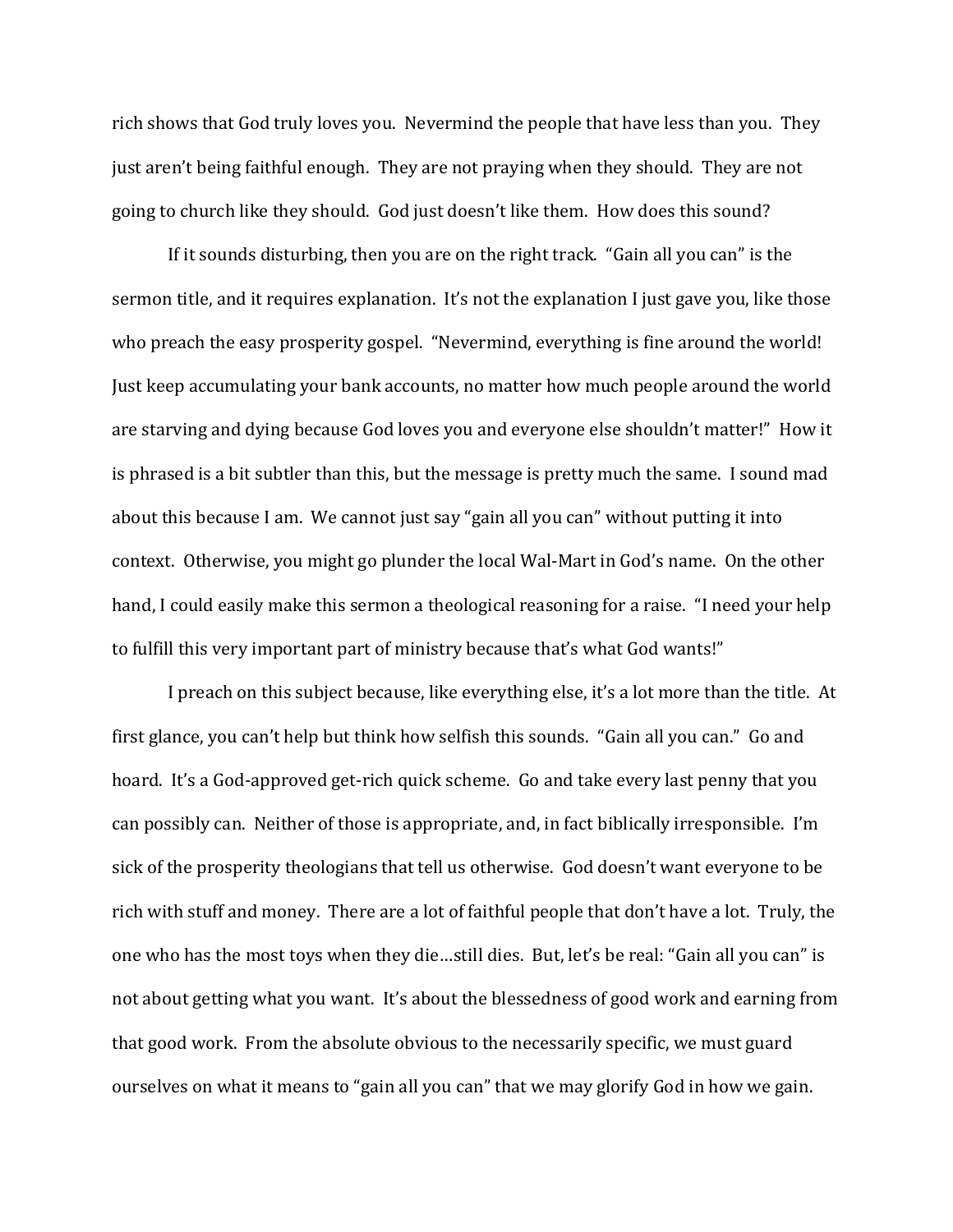rich shows that God truly loves you. Nevermind the people that have less than you. They just aren't being faithful enough. They are not praying when they should. They are not going to church like they should. God just doesn't like them. How does this sound?

If it sounds disturbing, then you are on the right track. "Gain all you can" is the sermon title, and it requires explanation. It's not the explanation I just gave you, like those who preach the easy prosperity gospel. "Nevermind, everything is fine around the world! Just keep accumulating your bank accounts, no matter how much people around the world are starving and dying because God loves you and everyone else shouldn't matter!" How it is phrased is a bit subtler than this, but the message is pretty much the same. I sound mad about this because I am. We cannot just say "gain all you can" without putting it into context. Otherwise, you might go plunder the local Wal-Mart in God's name. On the other hand, I could easily make this sermon a theological reasoning for a raise. "I need your help to fulfill this very important part of ministry because that's what God wants!"

I preach on this subject because, like everything else, it's a lot more than the title. At first glance, you can't help but think how selfish this sounds. "Gain all you can." Go and hoard. It's a God-approved get-rich quick scheme. Go and take every last penny that you can possibly can. Neither of those is appropriate, and, in fact biblically irresponsible. I'm sick of the prosperity theologians that tell us otherwise. God doesn't want everyone to be rich with stuff and money. There are a lot of faithful people that don't have a lot. Truly, the one who has the most toys when they die…still dies. But, let's be real: "Gain all you can" is not about getting what you want. It's about the blessedness of good work and earning from that good work. From the absolute obvious to the necessarily specific, we must guard ourselves on what it means to "gain all you can" that we may glorify God in how we gain.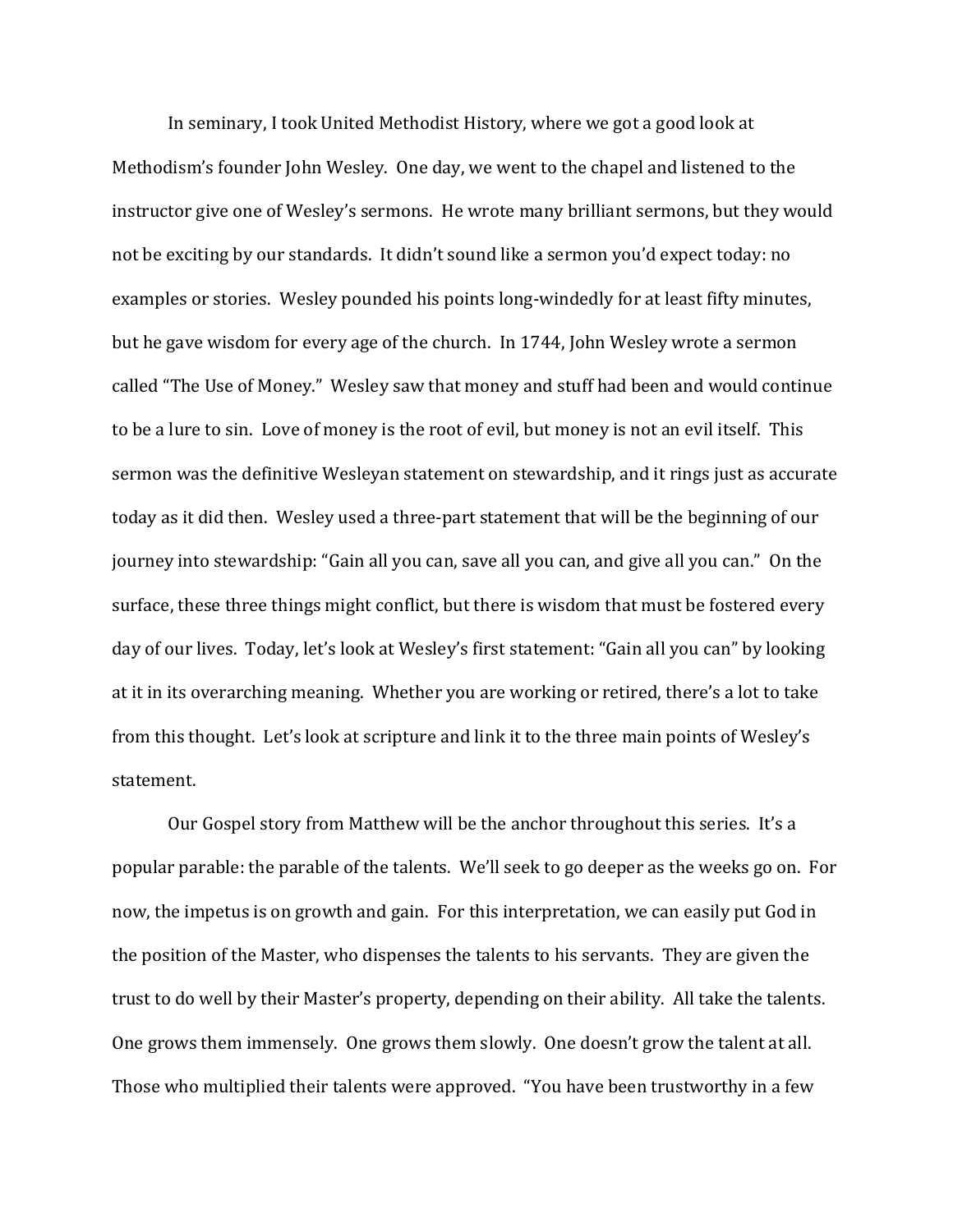In seminary, I took United Methodist History, where we got a good look at Methodism's founder John Wesley. One day, we went to the chapel and listened to the instructor give one of Wesley's sermons. He wrote many brilliant sermons, but they would not be exciting by our standards. It didn't sound like a sermon you'd expect today: no examples or stories. Wesley pounded his points long-windedly for at least fifty minutes, but he gave wisdom for every age of the church. In 1744, John Wesley wrote a sermon called "The Use of Money." Wesley saw that money and stuff had been and would continue to be a lure to sin. Love of money is the root of evil, but money is not an evil itself. This sermon was the definitive Wesleyan statement on stewardship, and it rings just as accurate today as it did then. Wesley used a three-part statement that will be the beginning of our journey into stewardship: "Gain all you can, save all you can, and give all you can." On the surface, these three things might conflict, but there is wisdom that must be fostered every day of our lives. Today, let's look at Wesley's first statement: "Gain all you can" by looking at it in its overarching meaning. Whether you are working or retired, there's a lot to take from this thought. Let's look at scripture and link it to the three main points of Wesley's statement.

Our Gospel story from Matthew will be the anchor throughout this series. It's a popular parable: the parable of the talents. We'll seek to go deeper as the weeks go on. For now, the impetus is on growth and gain. For this interpretation, we can easily put God in the position of the Master, who dispenses the talents to his servants. They are given the trust to do well by their Master's property, depending on their ability. All take the talents. One grows them immensely. One grows them slowly. One doesn't grow the talent at all. Those who multiplied their talents were approved. "You have been trustworthy in a few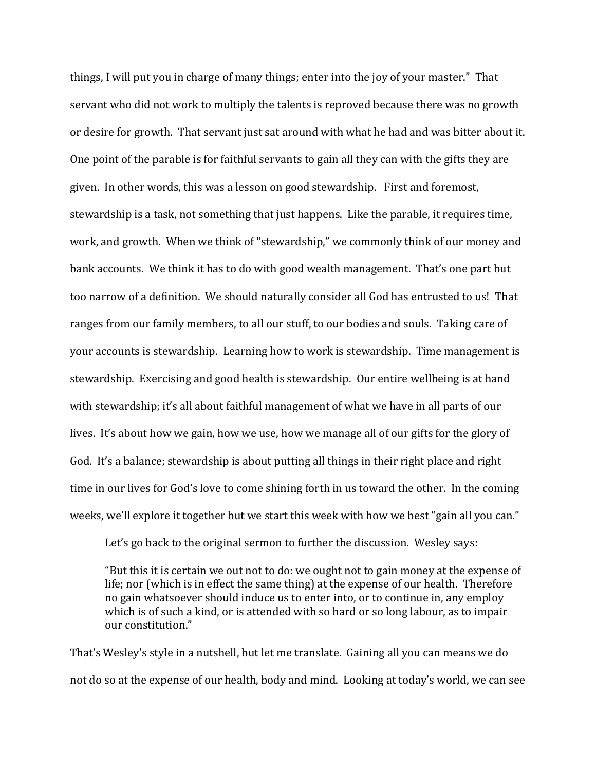things, I will put you in charge of many things; enter into the joy of your master." That servant who did not work to multiply the talents is reproved because there was no growth or desire for growth. That servant just sat around with what he had and was bitter about it. One point of the parable is for faithful servants to gain all they can with the gifts they are given. In other words, this was a lesson on good stewardship. First and foremost, stewardship is a task, not something that just happens. Like the parable, it requires time, work, and growth. When we think of "stewardship," we commonly think of our money and bank accounts. We think it has to do with good wealth management. That's one part but too narrow of a definition. We should naturally consider all God has entrusted to us! That ranges from our family members, to all our stuff, to our bodies and souls. Taking care of your accounts is stewardship. Learning how to work is stewardship. Time management is stewardship. Exercising and good health is stewardship. Our entire wellbeing is at hand with stewardship; it's all about faithful management of what we have in all parts of our lives. It's about how we gain, how we use, how we manage all of our gifts for the glory of God. It's a balance; stewardship is about putting all things in their right place and right time in our lives for God's love to come shining forth in us toward the other. In the coming weeks, we'll explore it together but we start this week with how we best "gain all you can."

Let's go back to the original sermon to further the discussion. Wesley says:

> "But this it is certain we out not to do: we ought not to gain money at the expense of life; nor (which is in effect the same thing) at the expense of our health. Therefore no gain whatsoever should induce us to enter into, or to continue in, any employ which is of such a kind, or is attended with so hard or so long labour, as to impair our constitution."

That's Wesley's style in a nutshell, but let me translate. Gaining all you can means we do not do so at the expense of our health, body and mind. Looking at today's world, we can see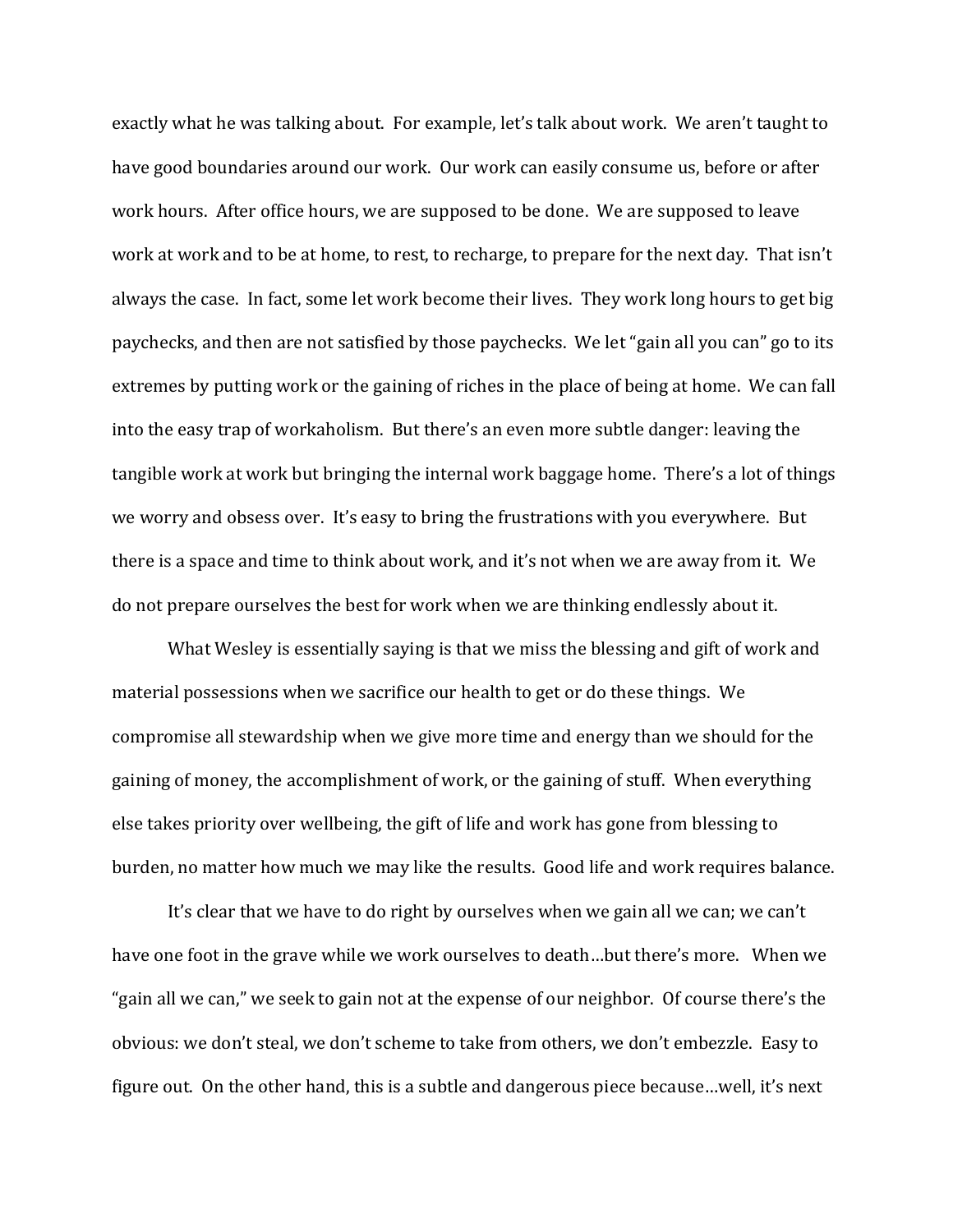exactly what he was talking about. For example, let's talk about work. We aren't taught to have good boundaries around our work. Our work can easily consume us, before or after work hours. After office hours, we are supposed to be done. We are supposed to leave work at work and to be at home, to rest, to recharge, to prepare for the next day. That isn't always the case. In fact, some let work become their lives. They work long hours to get big paychecks, and then are not satisfied by those paychecks. We let "gain all you can" go to its extremes by putting work or the gaining of riches in the place of being at home. We can fall into the easy trap of workaholism. But there's an even more subtle danger: leaving the tangible work at work but bringing the internal work baggage home. There's a lot of things we worry and obsess over. It's easy to bring the frustrations with you everywhere. But there is a space and time to think about work, and it's not when we are away from it. We do not prepare ourselves the best for work when we are thinking endlessly about it.

What Wesley is essentially saying is that we miss the blessing and gift of work and material possessions when we sacrifice our health to get or do these things. We compromise all stewardship when we give more time and energy than we should for the gaining of money, the accomplishment of work, or the gaining of stuff. When everything else takes priority over wellbeing, the gift of life and work has gone from blessing to burden, no matter how much we may like the results. Good life and work requires balance.

It's clear that we have to do right by ourselves when we gain all we can; we can't have one foot in the grave while we work ourselves to death…but there's more. When we "gain all we can," we seek to gain not at the expense of our neighbor. Of course there's the obvious: we don't steal, we don't scheme to take from others, we don't embezzle. Easy to figure out. On the other hand, this is a subtle and dangerous piece because…well, it's next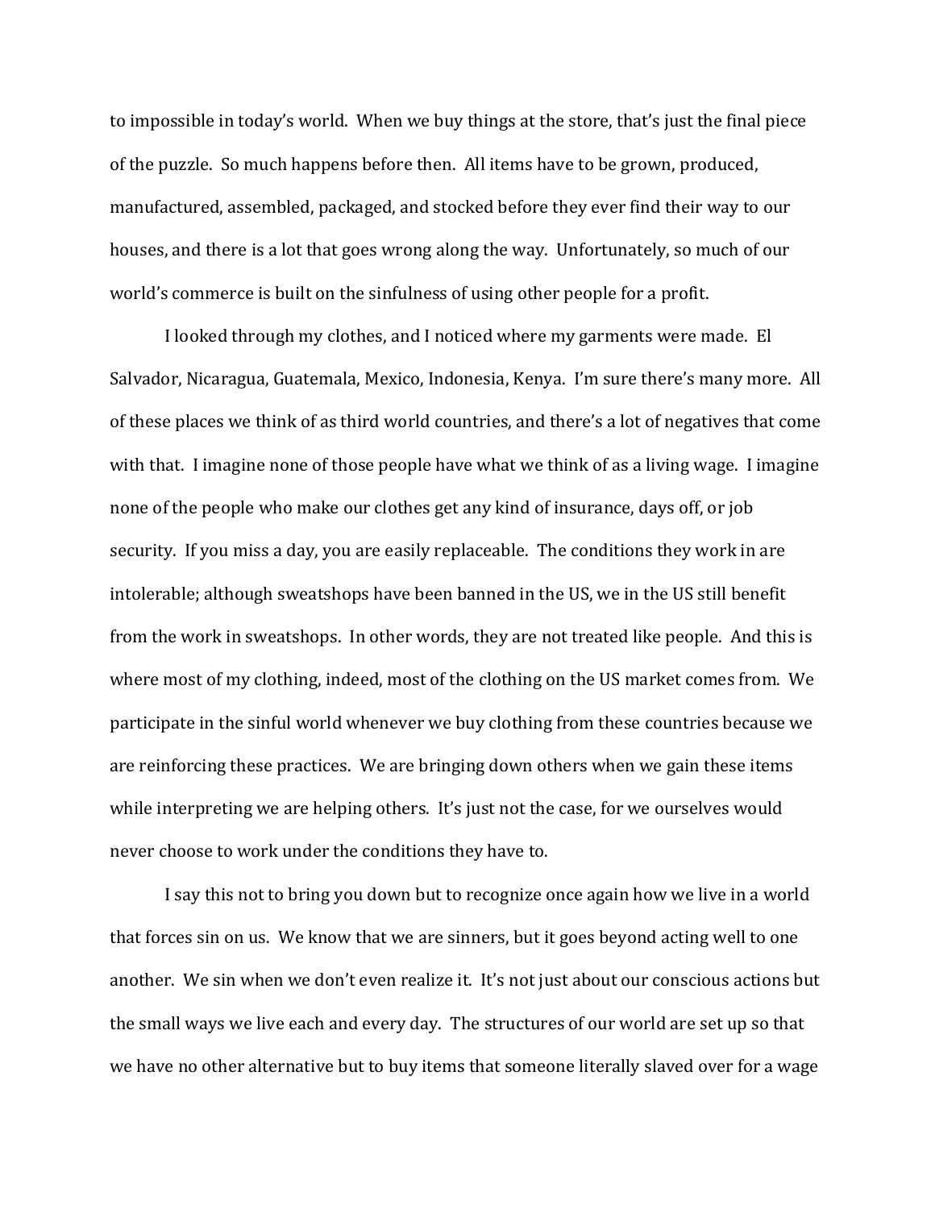to impossible in today's world. When we buy things at the store, that's just the final piece of the puzzle. So much happens before then. All items have to be grown, produced, manufactured, assembled, packaged, and stocked before they ever find their way to our houses, and there is a lot that goes wrong along the way. Unfortunately, so much of our world's commerce is built on the sinfulness of using other people for a profit.

I looked through my clothes, and I noticed where my garments were made. El Salvador, Nicaragua, Guatemala, Mexico, Indonesia, Kenya. I'm sure there's many more. All of these places we think of as third world countries, and there's a lot of negatives that come with that. I imagine none of those people have what we think of as a living wage. I imagine none of the people who make our clothes get any kind of insurance, days off, or job security. If you miss a day, you are easily replaceable. The conditions they work in are intolerable; although sweatshops have been banned in the US, we in the US still benefit from the work in sweatshops. In other words, they are not treated like people. And this is where most of my clothing, indeed, most of the clothing on the US market comes from. We participate in the sinful world whenever we buy clothing from these countries because we are reinforcing these practices. We are bringing down others when we gain these items while interpreting we are helping others. It's just not the case, for we ourselves would never choose to work under the conditions they have to.

I say this not to bring you down but to recognize once again how we live in a world that forces sin on us. We know that we are sinners, but it goes beyond acting well to one another. We sin when we don't even realize it. It's not just about our conscious actions but the small ways we live each and every day. The structures of our world are set up so that we have no other alternative but to buy items that someone literally slaved over for a wage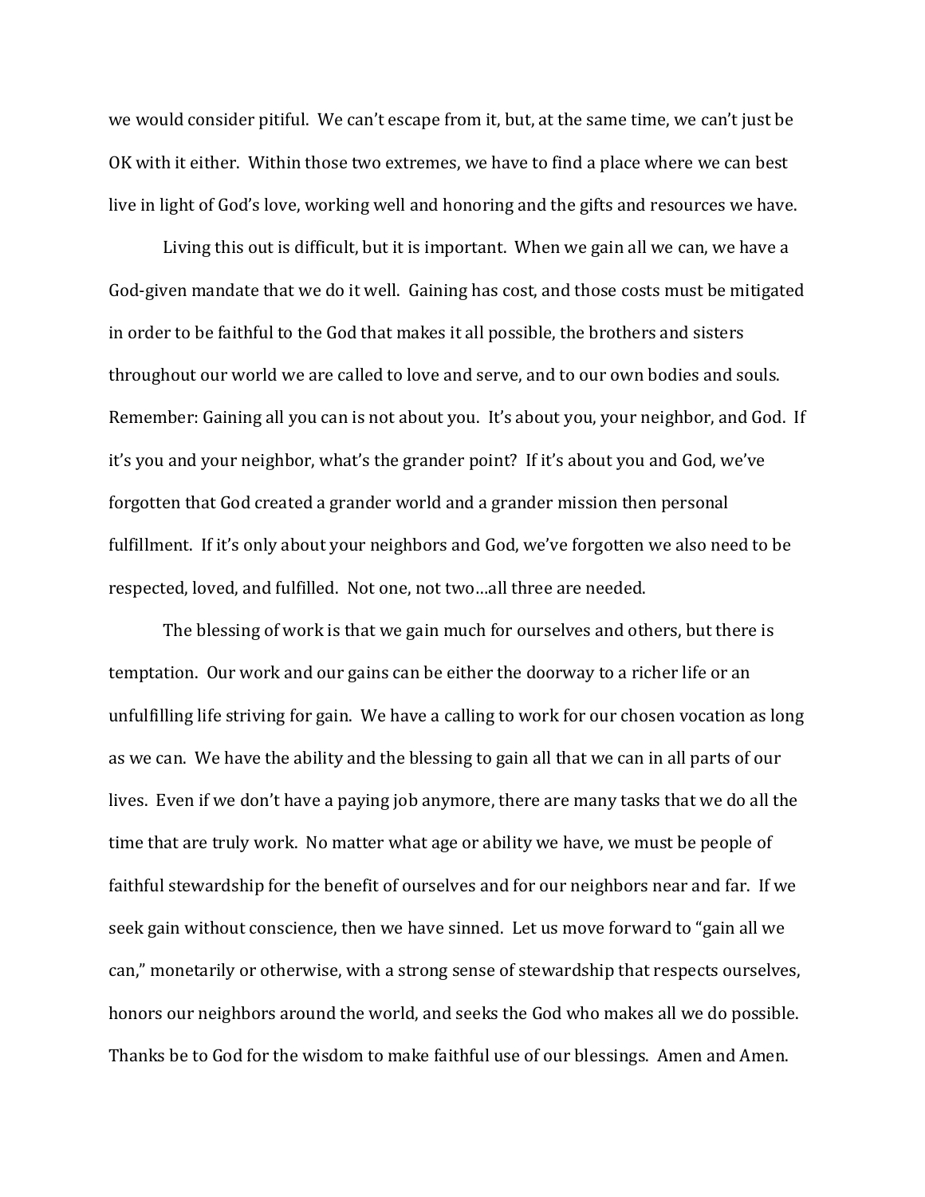we would consider pitiful. We can't escape from it, but, at the same time, we can't just be OK with it either. Within those two extremes, we have to find a place where we can best live in light of God's love, working well and honoring and the gifts and resources we have.

Living this out is difficult, but it is important. When we gain all we can, we have a God-given mandate that we do it well. Gaining has cost, and those costs must be mitigated in order to be faithful to the God that makes it all possible, the brothers and sisters throughout our world we are called to love and serve, and to our own bodies and souls. Remember: Gaining all you can is not about you. It's about you, your neighbor, and God. If it's you and your neighbor, what's the grander point? If it's about you and God, we've forgotten that God created a grander world and a grander mission then personal fulfillment. If it's only about your neighbors and God, we've forgotten we also need to be respected, loved, and fulfilled. Not one, not two…all three are needed.

The blessing of work is that we gain much for ourselves and others, but there is temptation. Our work and our gains can be either the doorway to a richer life or an unfulfilling life striving for gain. We have a calling to work for our chosen vocation as long as we can. We have the ability and the blessing to gain all that we can in all parts of our lives. Even if we don't have a paying job anymore, there are many tasks that we do all the time that are truly work. No matter what age or ability we have, we must be people of faithful stewardship for the benefit of ourselves and for our neighbors near and far. If we seek gain without conscience, then we have sinned. Let us move forward to "gain all we can," monetarily or otherwise, with a strong sense of stewardship that respects ourselves, honors our neighbors around the world, and seeks the God who makes all we do possible. Thanks be to God for the wisdom to make faithful use of our blessings. Amen and Amen.